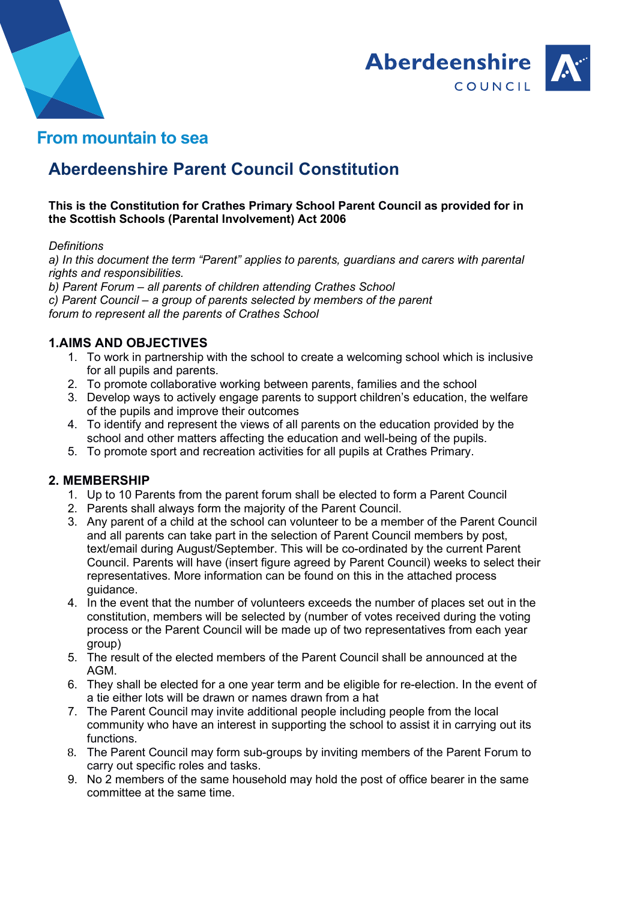Aberdeenshire COUNCIL

From mountain to sea

# Aberdeenshire Parent Council Constitution

**This is the Constitution for Crathes Primary School Parent Council as provided for in the Scottish Schools (Parental Involvement) Act 2006**

*Definitions*
*a) In this document the term "Parent" applies to parents, guardians and carers with parental rights and responsibilities.*
*b) Parent Forum – all parents of children attending Crathes School*
*c) Parent Council – a group of parents selected by members of the parent forum to represent all the parents of Crathes School*

## 1.AIMS AND OBJECTIVES

1. To work in partnership with the school to create a welcoming school which is inclusive for all pupils and parents.
2. To promote collaborative working between parents, families and the school
3. Develop ways to actively engage parents to support children's education, the welfare of the pupils and improve their outcomes
4. To identify and represent the views of all parents on the education provided by the school and other matters affecting the education and well-being of the pupils.
5. To promote sport and recreation activities for all pupils at Crathes Primary.

## 2. MEMBERSHIP

1. Up to 10 Parents from the parent forum shall be elected to form a Parent Council
2. Parents shall always form the majority of the Parent Council.
3. Any parent of a child at the school can volunteer to be a member of the Parent Council and all parents can take part in the selection of Parent Council members by post, text/email during August/September. This will be co-ordinated by the current Parent Council. Parents will have (insert figure agreed by Parent Council) weeks to select their representatives. More information can be found on this in the attached process guidance.
4. In the event that the number of volunteers exceeds the number of places set out in the constitution, members will be selected by (number of votes received during the voting process or the Parent Council will be made up of two representatives from each year group)
5. The result of the elected members of the Parent Council shall be announced at the AGM.
6. They shall be elected for a one year term and be eligible for re-election. In the event of a tie either lots will be drawn or names drawn from a hat
7. The Parent Council may invite additional people including people from the local community who have an interest in supporting the school to assist it in carrying out its functions.
8. The Parent Council may form sub-groups by inviting members of the Parent Forum to carry out specific roles and tasks.
9. No 2 members of the same household may hold the post of office bearer in the same committee at the same time.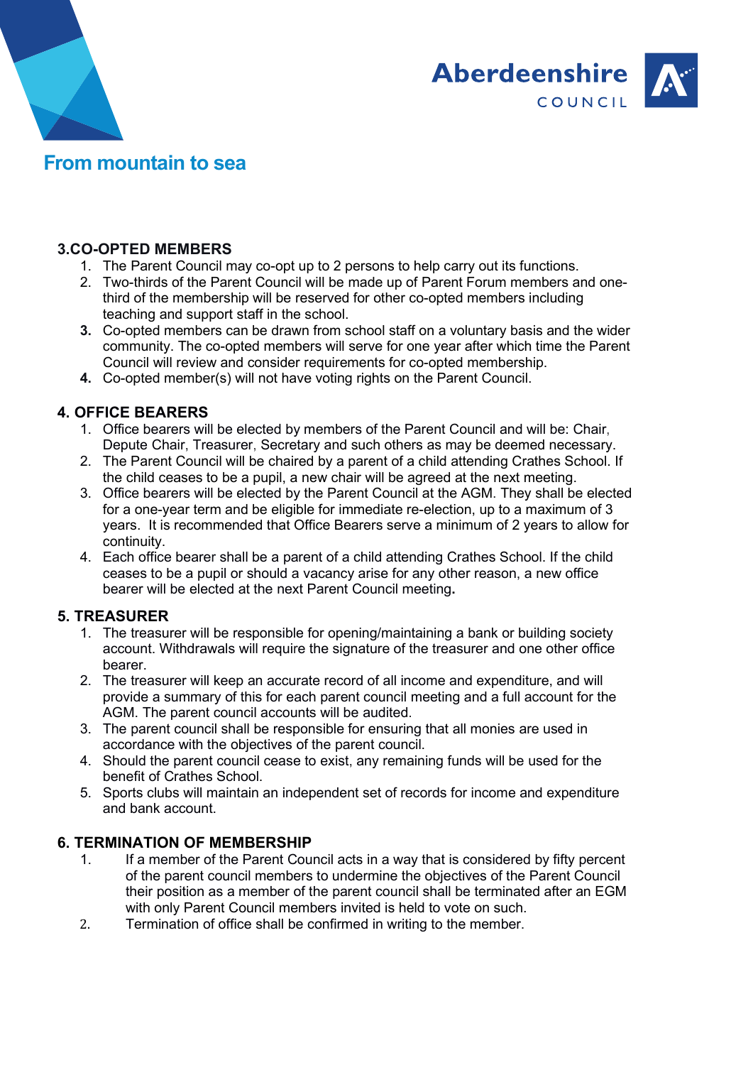## 3.CO-OPTED MEMBERS

1. The Parent Council may co-opt up to 2 persons to help carry out its functions.
2. Two-thirds of the Parent Council will be made up of Parent Forum members and one-third of the membership will be reserved for other co-opted members including teaching and support staff in the school.
3. Co-opted members can be drawn from school staff on a voluntary basis and the wider community. The co-opted members will serve for one year after which time the Parent Council will review and consider requirements for co-opted membership.
4. Co-opted member(s) will not have voting rights on the Parent Council.

## 4. OFFICE BEARERS

1. Office bearers will be elected by members of the Parent Council and will be: Chair, Depute Chair, Treasurer, Secretary and such others as may be deemed necessary.
2. The Parent Council will be chaired by a parent of a child attending Crathes School. If the child ceases to be a pupil, a new chair will be agreed at the next meeting.
3. Office bearers will be elected by the Parent Council at the AGM. They shall be elected for a one-year term and be eligible for immediate re-election, up to a maximum of 3 years. It is recommended that Office Bearers serve a minimum of 2 years to allow for continuity.
4. Each office bearer shall be a parent of a child attending Crathes School. If the child ceases to be a pupil or should a vacancy arise for any other reason, a new office bearer will be elected at the next Parent Council meeting.

## 5. TREASURER

1. The treasurer will be responsible for opening/maintaining a bank or building society account. Withdrawals will require the signature of the treasurer and one other office bearer.
2. The treasurer will keep an accurate record of all income and expenditure, and will provide a summary of this for each parent council meeting and a full account for the AGM. The parent council accounts will be audited.
3. The parent council shall be responsible for ensuring that all monies are used in accordance with the objectives of the parent council.
4. Should the parent council cease to exist, any remaining funds will be used for the benefit of Crathes School.
5. Sports clubs will maintain an independent set of records for income and expenditure and bank account.

## 6. TERMINATION OF MEMBERSHIP

1. If a member of the Parent Council acts in a way that is considered by fifty percent of the parent council members to undermine the objectives of the Parent Council their position as a member of the parent council shall be terminated after an EGM with only Parent Council members invited is held to vote on such.
2. Termination of office shall be confirmed in writing to the member.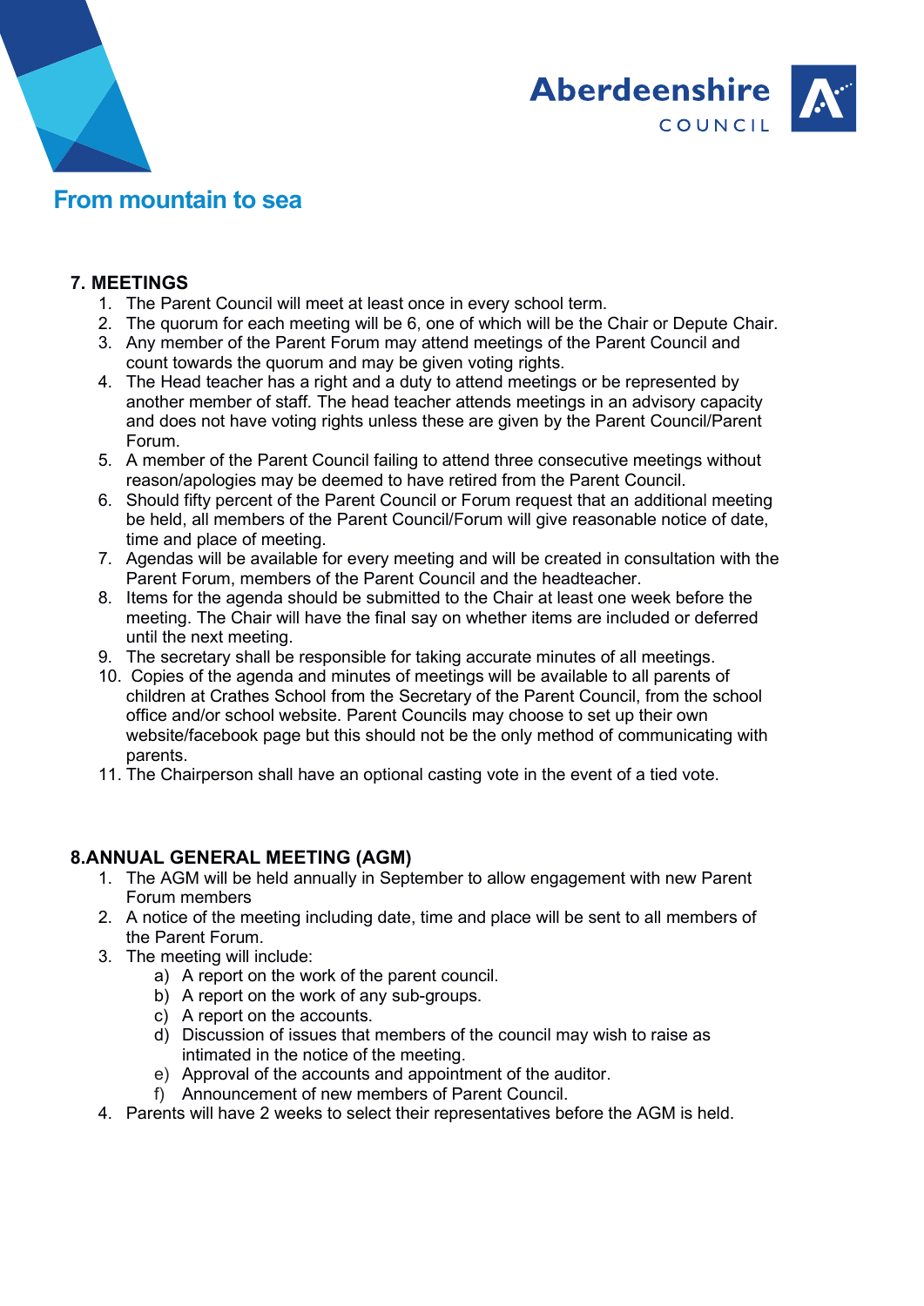## 7. MEETINGS

1. The Parent Council will meet at least once in every school term.
2. The quorum for each meeting will be 6, one of which will be the Chair or Depute Chair.
3. Any member of the Parent Forum may attend meetings of the Parent Council and count towards the quorum and may be given voting rights.
4. The Head teacher has a right and a duty to attend meetings or be represented by another member of staff. The head teacher attends meetings in an advisory capacity and does not have voting rights unless these are given by the Parent Council/Parent Forum.
5. A member of the Parent Council failing to attend three consecutive meetings without reason/apologies may be deemed to have retired from the Parent Council.
6. Should fifty percent of the Parent Council or Forum request that an additional meeting be held, all members of the Parent Council/Forum will give reasonable notice of date, time and place of meeting.
7. Agendas will be available for every meeting and will be created in consultation with the Parent Forum, members of the Parent Council and the headteacher.
8. Items for the agenda should be submitted to the Chair at least one week before the meeting. The Chair will have the final say on whether items are included or deferred until the next meeting.
9. The secretary shall be responsible for taking accurate minutes of all meetings.
10. Copies of the agenda and minutes of meetings will be available to all parents of children at Crathes School from the Secretary of the Parent Council, from the school office and/or school website. Parent Councils may choose to set up their own website/facebook page but this should not be the only method of communicating with parents.
11. The Chairperson shall have an optional casting vote in the event of a tied vote.

## 8.ANNUAL GENERAL MEETING (AGM)

1. The AGM will be held annually in September to allow engagement with new Parent Forum members
2. A notice of the meeting including date, time and place will be sent to all members of the Parent Forum.
3. The meeting will include:
   a) A report on the work of the parent council.
   b) A report on the work of any sub-groups.
   c) A report on the accounts.
   d) Discussion of issues that members of the council may wish to raise as intimated in the notice of the meeting.
   e) Approval of the accounts and appointment of the auditor.
   f) Announcement of new members of Parent Council.
4. Parents will have 2 weeks to select their representatives before the AGM is held.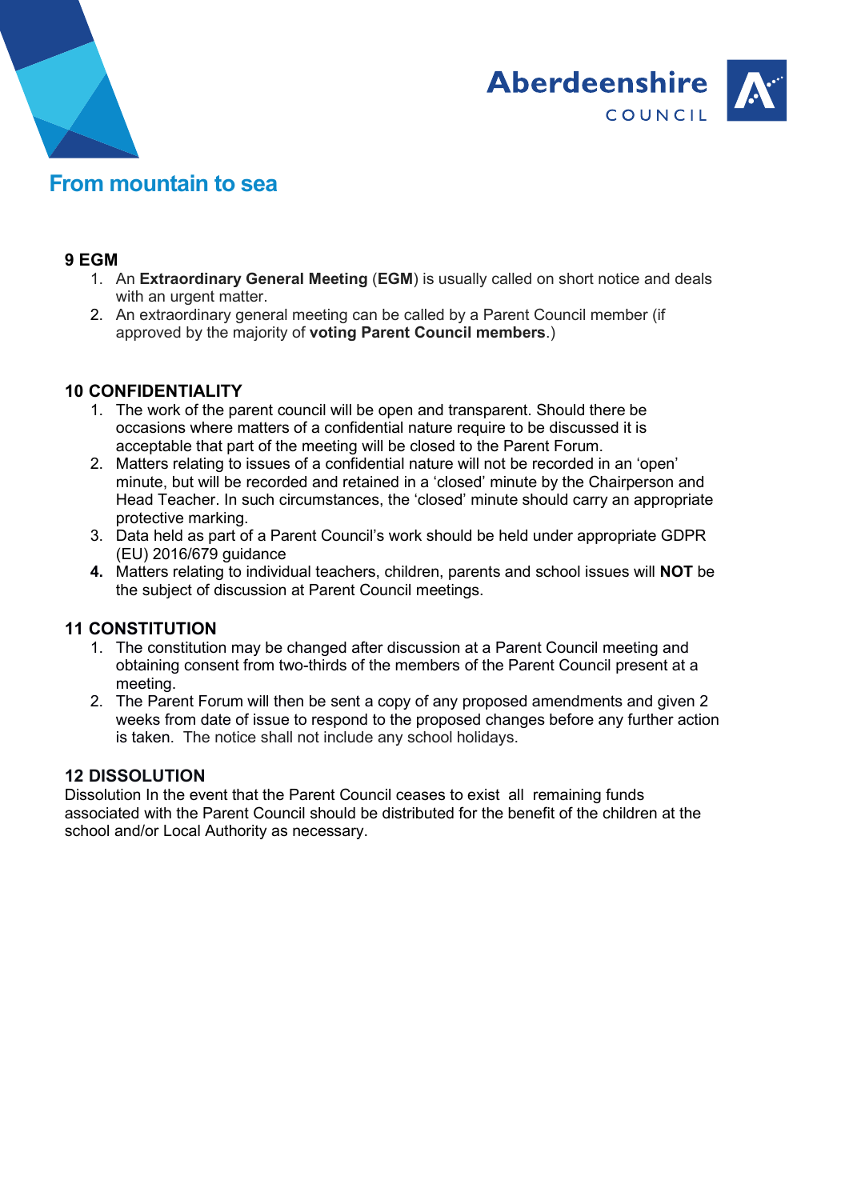## 9 EGM

1. An **Extraordinary General Meeting** (**EGM**) is usually called on short notice and deals with an urgent matter.
2. An extraordinary general meeting can be called by a Parent Council member (if approved by the majority of **voting Parent Council members**.)

## 10 CONFIDENTIALITY

1. The work of the parent council will be open and transparent. Should there be occasions where matters of a confidential nature require to be discussed it is acceptable that part of the meeting will be closed to the Parent Forum.
2. Matters relating to issues of a confidential nature will not be recorded in an 'open' minute, but will be recorded and retained in a 'closed' minute by the Chairperson and Head Teacher. In such circumstances, the 'closed' minute should carry an appropriate protective marking.
3. Data held as part of a Parent Council's work should be held under appropriate GDPR (EU) 2016/679 guidance
4. Matters relating to individual teachers, children, parents and school issues will **NOT** be the subject of discussion at Parent Council meetings.

## 11 CONSTITUTION

1. The constitution may be changed after discussion at a Parent Council meeting and obtaining consent from two-thirds of the members of the Parent Council present at a meeting.
2. The Parent Forum will then be sent a copy of any proposed amendments and given 2 weeks from date of issue to respond to the proposed changes before any further action is taken. The notice shall not include any school holidays.

## 12 DISSOLUTION

Dissolution In the event that the Parent Council ceases to exist all remaining funds associated with the Parent Council should be distributed for the benefit of the children at the school and/or Local Authority as necessary.